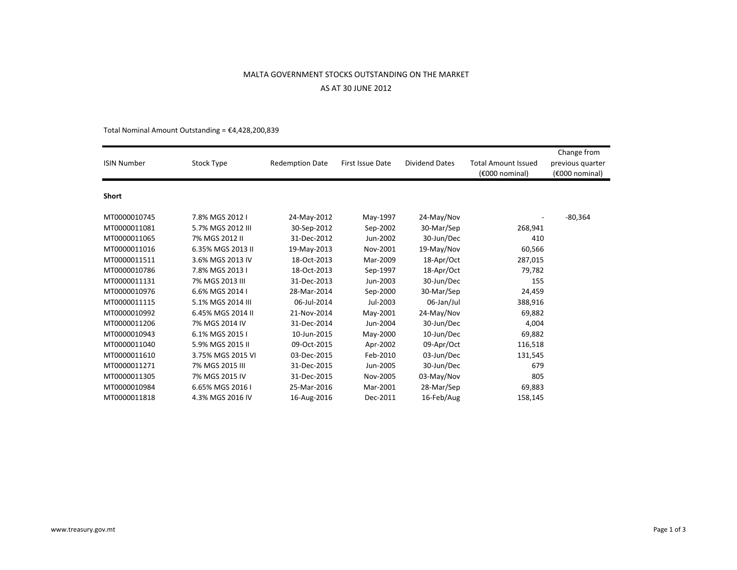# MALTA GOVERNMENT STOCKS OUTSTANDING ON THE MARKET

## AS AT 30 JUNE 2012

Total Nominal Amount Outstanding = €4,428,200,839

| ISIN Number | Stock Type | Redemption Date | First Issue Date | Dividend Dates | Total Amount Issued (€000 nominal) | Change from previous quarter (€000 nominal) |
|---|---|---|---|---|---|---|
| **Short** | | | | | | |
| MT0000010745 | 7.8% MGS 2012 I | 24-May-2012 | May-1997 | 24-May/Nov | - | -80,364 |
| MT0000011081 | 5.7% MGS 2012 III | 30-Sep-2012 | Sep-2002 | 30-Mar/Sep | 268,941 | |
| MT0000011065 | 7% MGS 2012 II | 31-Dec-2012 | Jun-2002 | 30-Jun/Dec | 410 | |
| MT0000011016 | 6.35% MGS 2013 II | 19-May-2013 | Nov-2001 | 19-May/Nov | 60,566 | |
| MT0000011511 | 3.6% MGS 2013 IV | 18-Oct-2013 | Mar-2009 | 18-Apr/Oct | 287,015 | |
| MT0000010786 | 7.8% MGS 2013 I | 18-Oct-2013 | Sep-1997 | 18-Apr/Oct | 79,782 | |
| MT0000011131 | 7% MGS 2013 III | 31-Dec-2013 | Jun-2003 | 30-Jun/Dec | 155 | |
| MT0000010976 | 6.6% MGS 2014 I | 28-Mar-2014 | Sep-2000 | 30-Mar/Sep | 24,459 | |
| MT0000011115 | 5.1% MGS 2014 III | 06-Jul-2014 | Jul-2003 | 06-Jan/Jul | 388,916 | |
| MT0000010992 | 6.45% MGS 2014 II | 21-Nov-2014 | May-2001 | 24-May/Nov | 69,882 | |
| MT0000011206 | 7% MGS 2014 IV | 31-Dec-2014 | Jun-2004 | 30-Jun/Dec | 4,004 | |
| MT0000010943 | 6.1% MGS 2015 I | 10-Jun-2015 | May-2000 | 10-Jun/Dec | 69,882 | |
| MT0000011040 | 5.9% MGS 2015 II | 09-Oct-2015 | Apr-2002 | 09-Apr/Oct | 116,518 | |
| MT0000011610 | 3.75% MGS 2015 VI | 03-Dec-2015 | Feb-2010 | 03-Jun/Dec | 131,545 | |
| MT0000011271 | 7% MGS 2015 III | 31-Dec-2015 | Jun-2005 | 30-Jun/Dec | 679 | |
| MT0000011305 | 7% MGS 2015 IV | 31-Dec-2015 | Nov-2005 | 03-May/Nov | 805 | |
| MT0000010984 | 6.65% MGS 2016 I | 25-Mar-2016 | Mar-2001 | 28-Mar/Sep | 69,883 | |
| MT0000011818 | 4.3% MGS 2016 IV | 16-Aug-2016 | Dec-2011 | 16-Feb/Aug | 158,145 | |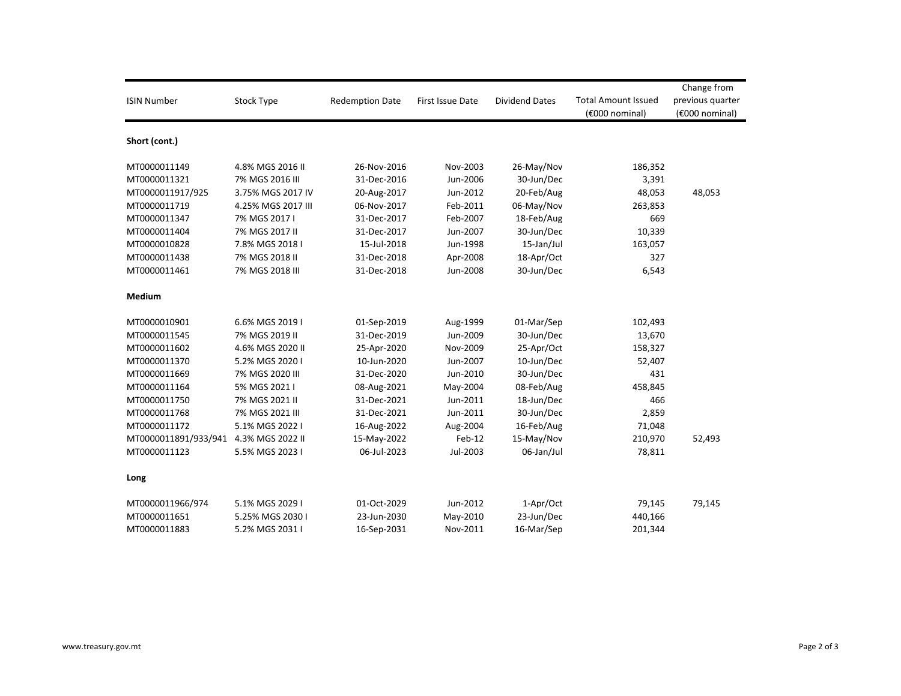| ISIN Number | Stock Type | Redemption Date | First Issue Date | Dividend Dates | Total Amount Issued (€000 nominal) | Change from previous quarter (€000 nominal) |
|---|---|---|---|---|---|---|
| **Short (cont.)** | | | | | | |
| MT0000011149 | 4.8% MGS 2016 II | 26-Nov-2016 | Nov-2003 | 26-May/Nov | 186,352 | |
| MT0000011321 | 7% MGS 2016 III | 31-Dec-2016 | Jun-2006 | 30-Jun/Dec | 3,391 | |
| MT0000011917/925 | 3.75% MGS 2017 IV | 20-Aug-2017 | Jun-2012 | 20-Feb/Aug | 48,053 | 48,053 |
| MT0000011719 | 4.25% MGS 2017 III | 06-Nov-2017 | Feb-2011 | 06-May/Nov | 263,853 | |
| MT0000011347 | 7% MGS 2017 I | 31-Dec-2017 | Feb-2007 | 18-Feb/Aug | 669 | |
| MT0000011404 | 7% MGS 2017 II | 31-Dec-2017 | Jun-2007 | 30-Jun/Dec | 10,339 | |
| MT0000010828 | 7.8% MGS 2018 I | 15-Jul-2018 | Jun-1998 | 15-Jan/Jul | 163,057 | |
| MT0000011438 | 7% MGS 2018 II | 31-Dec-2018 | Apr-2008 | 18-Apr/Oct | 327 | |
| MT0000011461 | 7% MGS 2018 III | 31-Dec-2018 | Jun-2008 | 30-Jun/Dec | 6,543 | |
| **Medium** | | | | | | |
| MT0000010901 | 6.6% MGS 2019 I | 01-Sep-2019 | Aug-1999 | 01-Mar/Sep | 102,493 | |
| MT0000011545 | 7% MGS 2019 II | 31-Dec-2019 | Jun-2009 | 30-Jun/Dec | 13,670 | |
| MT0000011602 | 4.6% MGS 2020 II | 25-Apr-2020 | Nov-2009 | 25-Apr/Oct | 158,327 | |
| MT0000011370 | 5.2% MGS 2020 I | 10-Jun-2020 | Jun-2007 | 10-Jun/Dec | 52,407 | |
| MT0000011669 | 7% MGS 2020 III | 31-Dec-2020 | Jun-2010 | 30-Jun/Dec | 431 | |
| MT0000011164 | 5% MGS 2021 I | 08-Aug-2021 | May-2004 | 08-Feb/Aug | 458,845 | |
| MT0000011750 | 7% MGS 2021 II | 31-Dec-2021 | Jun-2011 | 18-Jun/Dec | 466 | |
| MT0000011768 | 7% MGS 2021 III | 31-Dec-2021 | Jun-2011 | 30-Jun/Dec | 2,859 | |
| MT0000011172 | 5.1% MGS 2022 I | 16-Aug-2022 | Aug-2004 | 16-Feb/Aug | 71,048 | |
| MT0000011891/933/941 | 4.3% MGS 2022 II | 15-May-2022 | Feb-12 | 15-May/Nov | 210,970 | 52,493 |
| MT0000011123 | 5.5% MGS 2023 I | 06-Jul-2023 | Jul-2003 | 06-Jan/Jul | 78,811 | |
| **Long** | | | | | | |
| MT0000011966/974 | 5.1% MGS 2029 I | 01-Oct-2029 | Jun-2012 | 1-Apr/Oct | 79,145 | 79,145 |
| MT0000011651 | 5.25% MGS 2030 I | 23-Jun-2030 | May-2010 | 23-Jun/Dec | 440,166 | |
| MT0000011883 | 5.2% MGS 2031 I | 16-Sep-2031 | Nov-2011 | 16-Mar/Sep | 201,344 | |

www.treasury.gov.mt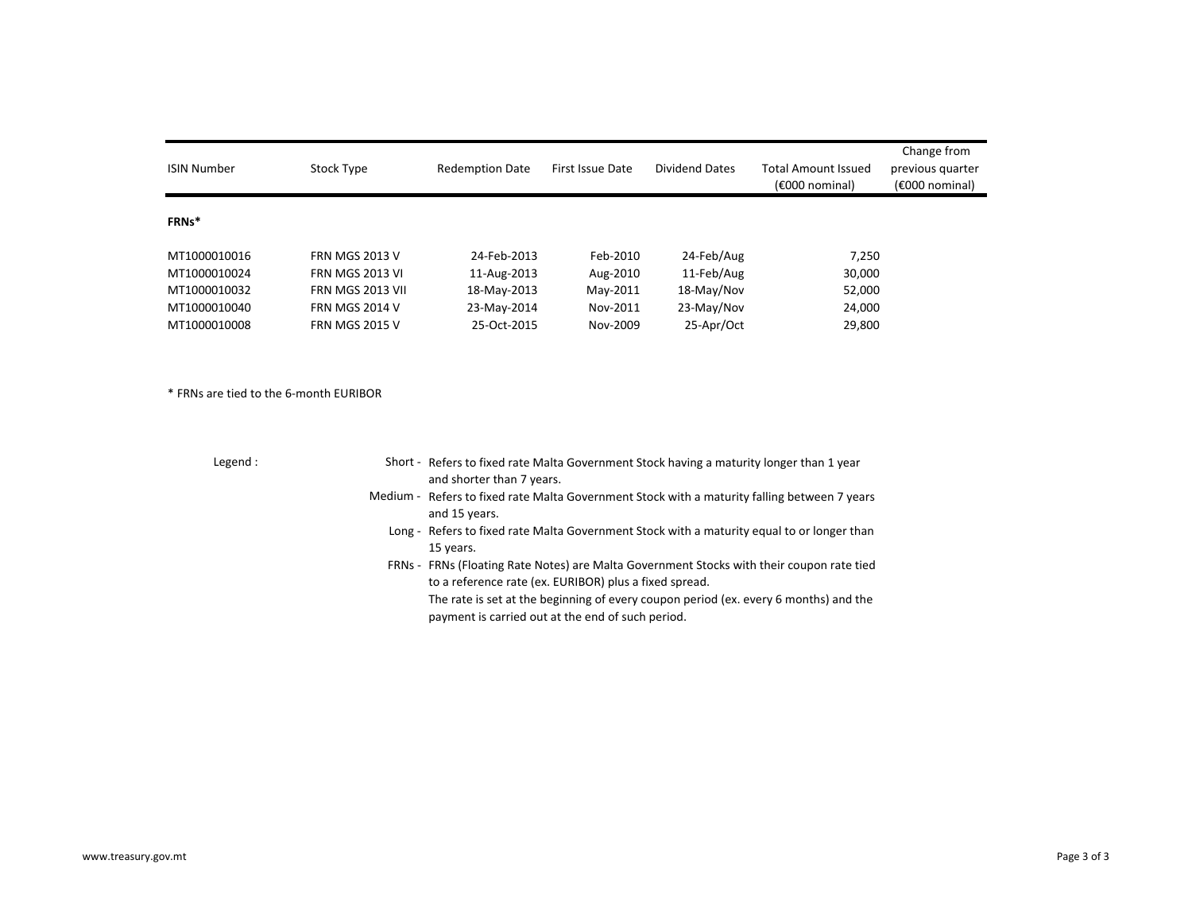| ISIN Number | Stock Type | Redemption Date | First Issue Date | Dividend Dates | Total Amount Issued (€000 nominal) | Change from previous quarter (€000 nominal) |
|---|---|---|---|---|---|---|
| **FRNs*** | | | | | | |
| MT1000010016 | FRN MGS 2013 V | 24-Feb-2013 | Feb-2010 | 24-Feb/Aug | 7,250 | |
| MT1000010024 | FRN MGS 2013 VI | 11-Aug-2013 | Aug-2010 | 11-Feb/Aug | 30,000 | |
| MT1000010032 | FRN MGS 2013 VII | 18-May-2013 | May-2011 | 18-May/Nov | 52,000 | |
| MT1000010040 | FRN MGS 2014 V | 23-May-2014 | Nov-2011 | 23-May/Nov | 24,000 | |
| MT1000010008 | FRN MGS 2015 V | 25-Oct-2015 | Nov-2009 | 25-Apr/Oct | 29,800 | |

* FRNs are tied to the 6-month EURIBOR

Legend :

- Short - Refers to fixed rate Malta Government Stock having a maturity longer than 1 year and shorter than 7 years.
- Medium - Refers to fixed rate Malta Government Stock with a maturity falling between 7 years and 15 years.
- Long - Refers to fixed rate Malta Government Stock with a maturity equal to or longer than 15 years.
- FRNs - FRNs (Floating Rate Notes) are Malta Government Stocks with their coupon rate tied to a reference rate (ex. EURIBOR) plus a fixed spread.
  The rate is set at the beginning of every coupon period (ex. every 6 months) and the payment is carried out at the end of such period.

www.treasury.gov.mt